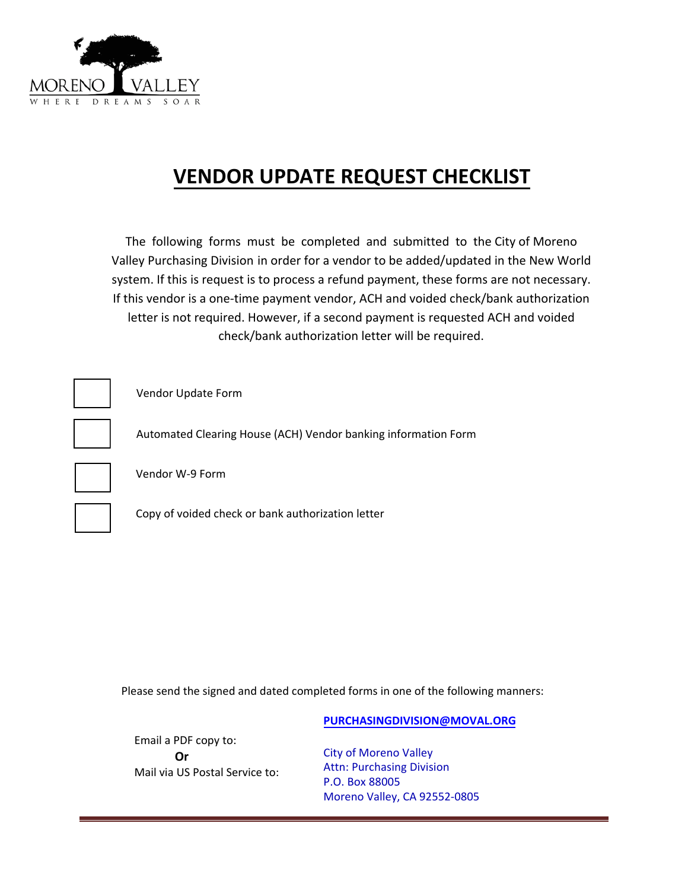MORENO VALLEY
WHERE DREAMS SOAR

# VENDOR UPDATE REQUEST CHECKLIST

The following forms must be completed and submitted to the City of Moreno Valley Purchasing Division in order for a vendor to be added/updated in the New World system. If this is request is to process a refund payment, these forms are not necessary. If this vendor is a one-time payment vendor, ACH and voided check/bank authorization letter is not required. However, if a second payment is requested ACH and voided check/bank authorization letter will be required.

- [ ] Vendor Update Form
- [ ] Automated Clearing House (ACH) Vendor banking information Form
- [ ] Vendor W-9 Form
- [ ] Copy of voided check or bank authorization letter

Please send the signed and dated completed forms in one of the following manners:

Email a PDF copy to: **PURCHASINGDIVISION@MOVAL.ORG**

**Or**

Mail via US Postal Service to:

City of Moreno Valley
Attn: Purchasing Division
P.O. Box 88005
Moreno Valley, CA 92552-0805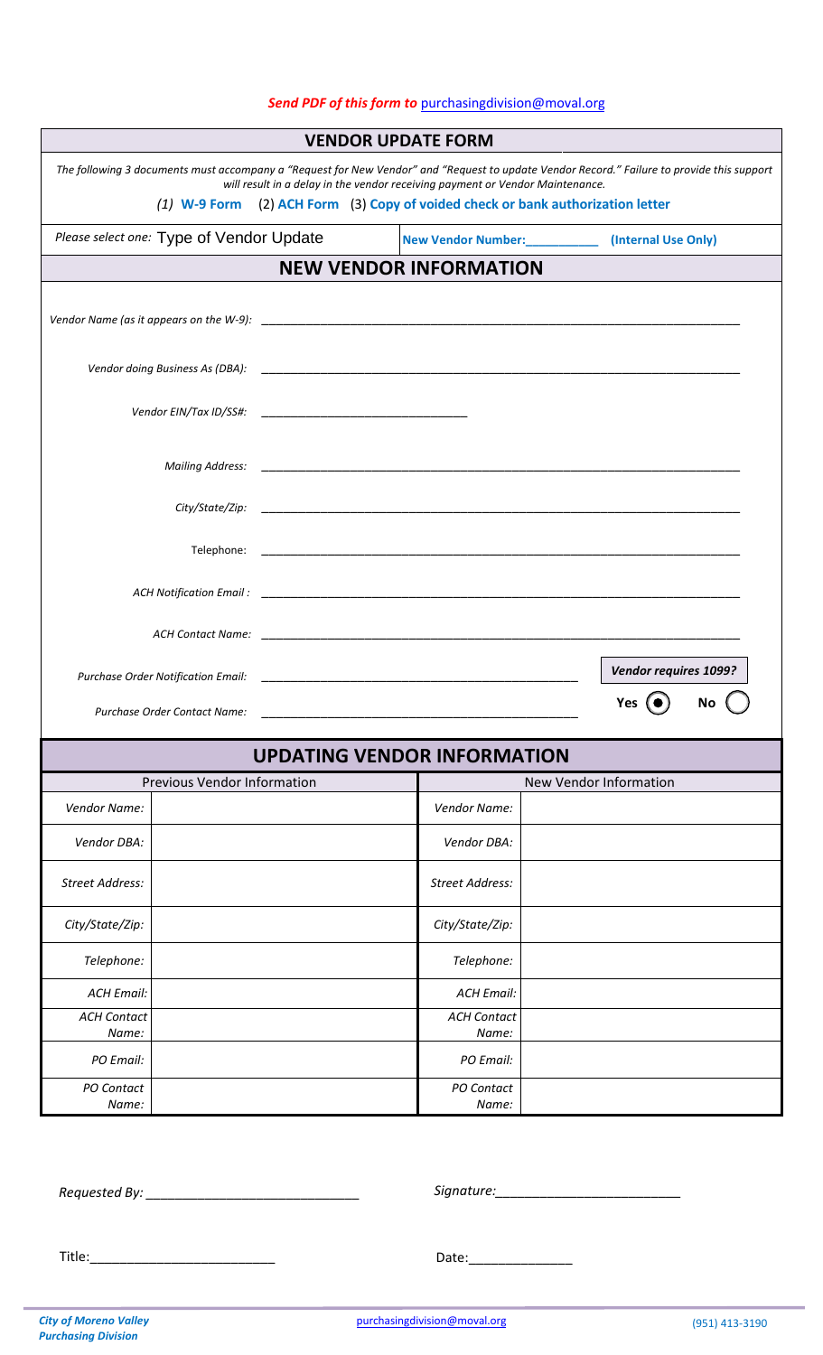***Send PDF of this form to*** purchasingdivision@moval.org

## VENDOR UPDATE FORM

*The following 3 documents must accompany a "Request for New Vendor" and "Request to update Vendor Record." Failure to provide this support will result in a delay in the vendor receiving payment or Vendor Maintenance.*

**(1) W-9 Form** (2) **ACH Form** (3) **Copy of voided check or bank authorization letter**

*Please select one:* Type of Vendor Update

**New Vendor Number:___________ (Internal Use Only)**

## NEW VENDOR INFORMATION

*Vendor Name (as it appears on the W-9):* ___________________________________________

*Vendor doing Business As (DBA):* ___________________________________________

*Vendor EIN/Tax ID/SS#:* ______________________________

*Mailing Address:* ___________________________________________

*City/State/Zip:* ___________________________________________

Telephone: ___________________________________________

*ACH Notification Email :* ___________________________________________

*ACH Contact Name:* ___________________________________________

*Purchase Order Notification Email:* ___________________________________________

*Purchase Order Contact Name:* ___________________________________________

***Vendor requires 1099?***

**Yes** (●) **No** ( )

## UPDATING VENDOR INFORMATION

| Previous Vendor Information | | New Vendor Information | |
|---|---|---|---|
| *Vendor Name:* | | *Vendor Name:* | |
| *Vendor DBA:* | | *Vendor DBA:* | |
| *Street Address:* | | *Street Address:* | |
| *City/State/Zip:* | | *City/State/Zip:* | |
| *Telephone:* | | *Telephone:* | |
| *ACH Email:* | | *ACH Email:* | |
| *ACH Contact Name:* | | *ACH Contact Name:* | |
| *PO Email:* | | *PO Email:* | |
| *PO Contact Name:* | | *PO Contact Name:* | |

*Requested By:* ______________________________

*Signature:*__________________________

Title:__________________________

Date:______________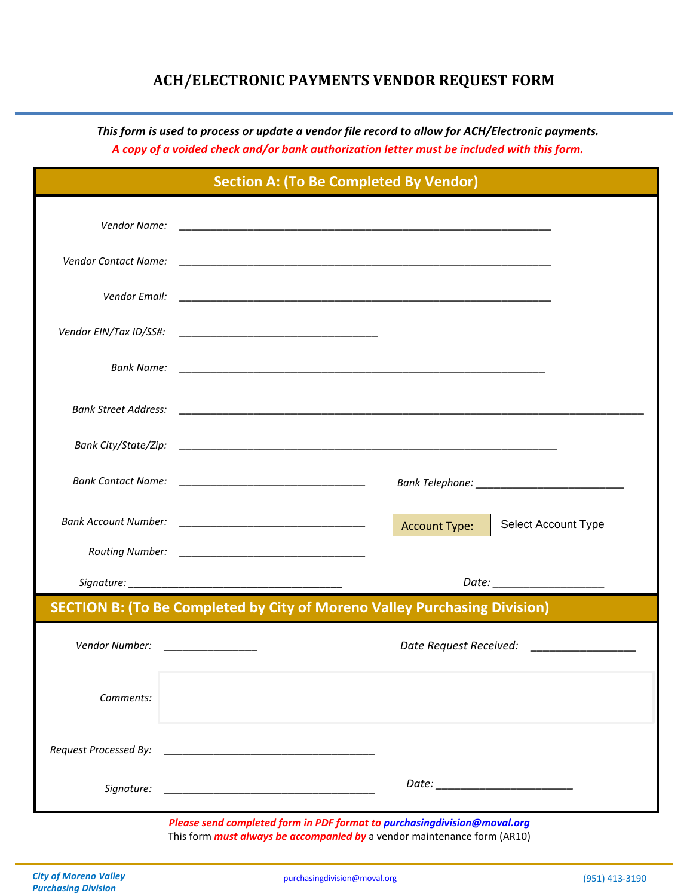# ACH/ELECTRONIC PAYMENTS VENDOR REQUEST FORM

***This form is used to process or update a vendor file record to allow for ACH/Electronic payments.***

***A copy of a voided check and/or bank authorization letter must be included with this form.***

## Section A: (To Be Completed By Vendor)

*Vendor Name:* ______________________________________________________________

*Vendor Contact Name:* ______________________________________________________________

*Vendor Email:* ______________________________________________________________

*Vendor EIN/Tax ID/SS#:* ____________________________________

*Bank Name:* ______________________________________________________________

*Bank Street Address:* ______________________________________________________________________________

*Bank City/State/Zip:* ______________________________________________________________

*Bank Contact Name:* __________________________________ *Bank Telephone:* ___________________________

*Bank Account Number:* __________________________________ Account Type: Select Account Type

*Routing Number:* __________________________________

*Signature:* ______________________________________ *Date:* ____________________

## SECTION B: (To Be Completed by City of Moreno Valley Purchasing Division)

*Vendor Number:* _________________ *Date Request Received:* ___________________

*Comments:*

*Request Processed By:* ______________________________________

*Signature:* ______________________________________ *Date:* ________________________

***Please send completed form in PDF format to [purchasingdivision@moval.org](mailto:purchasingdivision@moval.org)***

This form ***must always be accompanied by*** a vendor maintenance form (AR10)

***City of Moreno Valley***
***Purchasing Division***

[purchasingdivision@moval.org](mailto:purchasingdivision@moval.org)

(951) 413-3190